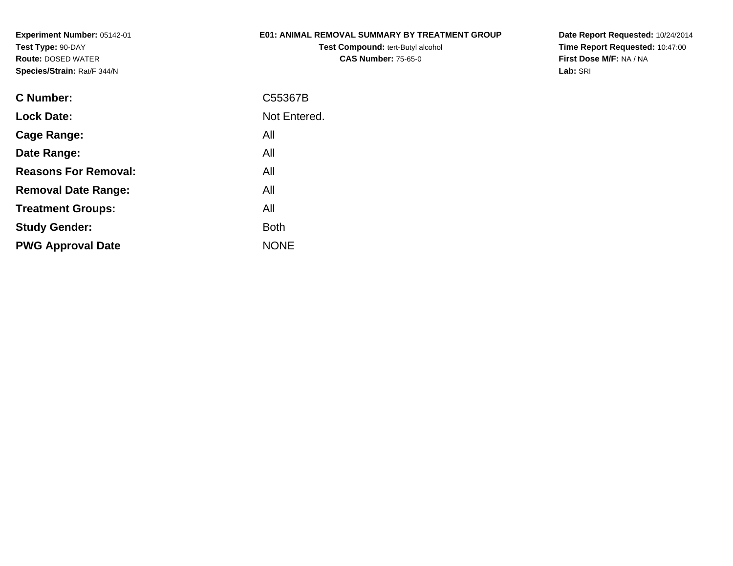**Experiment Number:** 05142-01
**Test Type:** 90-DAY
**Route:** DOSED WATER
**Species/Strain:** Rat/F 344/N

**E01: ANIMAL REMOVAL SUMMARY BY TREATMENT GROUP**
**Test Compound:** tert-Butyl alcohol
**CAS Number:** 75-65-0

**Date Report Requested:** 10/24/2014
**Time Report Requested:** 10:47:00
**First Dose M/F:** NA / NA
**Lab:** SRI

| | |
|---|---|
| **C Number:** | C55367B |
| **Lock Date:** | Not Entered. |
| **Cage Range:** | All |
| **Date Range:** | All |
| **Reasons For Removal:** | All |
| **Removal Date Range:** | All |
| **Treatment Groups:** | All |
| **Study Gender:** | Both |
| **PWG Approval Date** | NONE |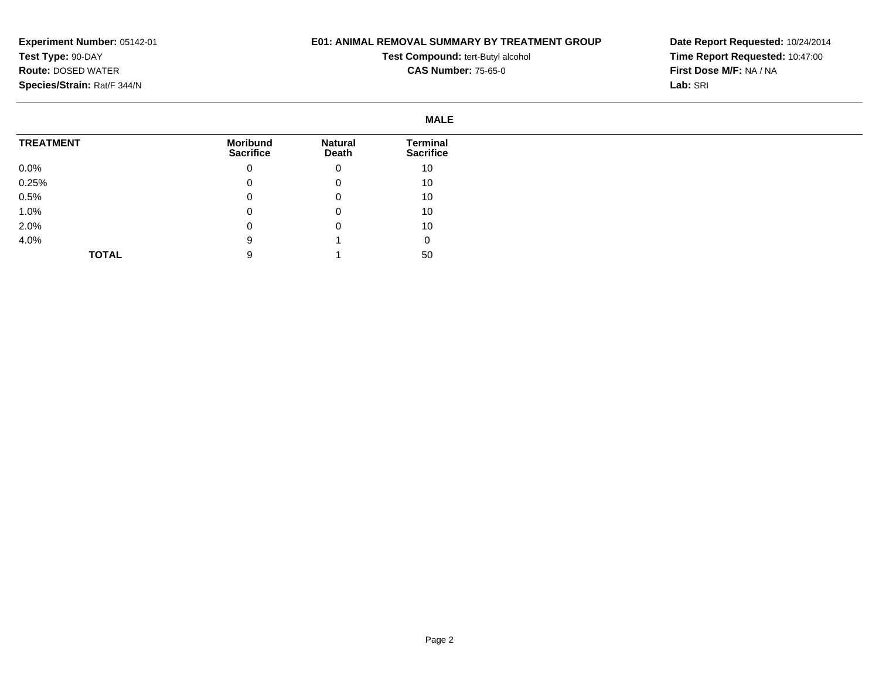**Experiment Number:** 05142-01
**Test Type:** 90-DAY
**Route:** DOSED WATER
**Species/Strain:** Rat/F 344/N

**E01: ANIMAL REMOVAL SUMMARY BY TREATMENT GROUP**
**Test Compound:** tert-Butyl alcohol
**CAS Number:** 75-65-0

**Date Report Requested:** 10/24/2014
**Time Report Requested:** 10:47:00
**First Dose M/F:** NA / NA
**Lab:** SRI

## MALE

| TREATMENT | Moribund Sacrifice | Natural Death | Terminal Sacrifice |
|---|---|---|---|
| 0.0% | 0 | 0 | 10 |
| 0.25% | 0 | 0 | 10 |
| 0.5% | 0 | 0 | 10 |
| 1.0% | 0 | 0 | 10 |
| 2.0% | 0 | 0 | 10 |
| 4.0% | 9 | 1 | 0 |
| **TOTAL** | 9 | 1 | 50 |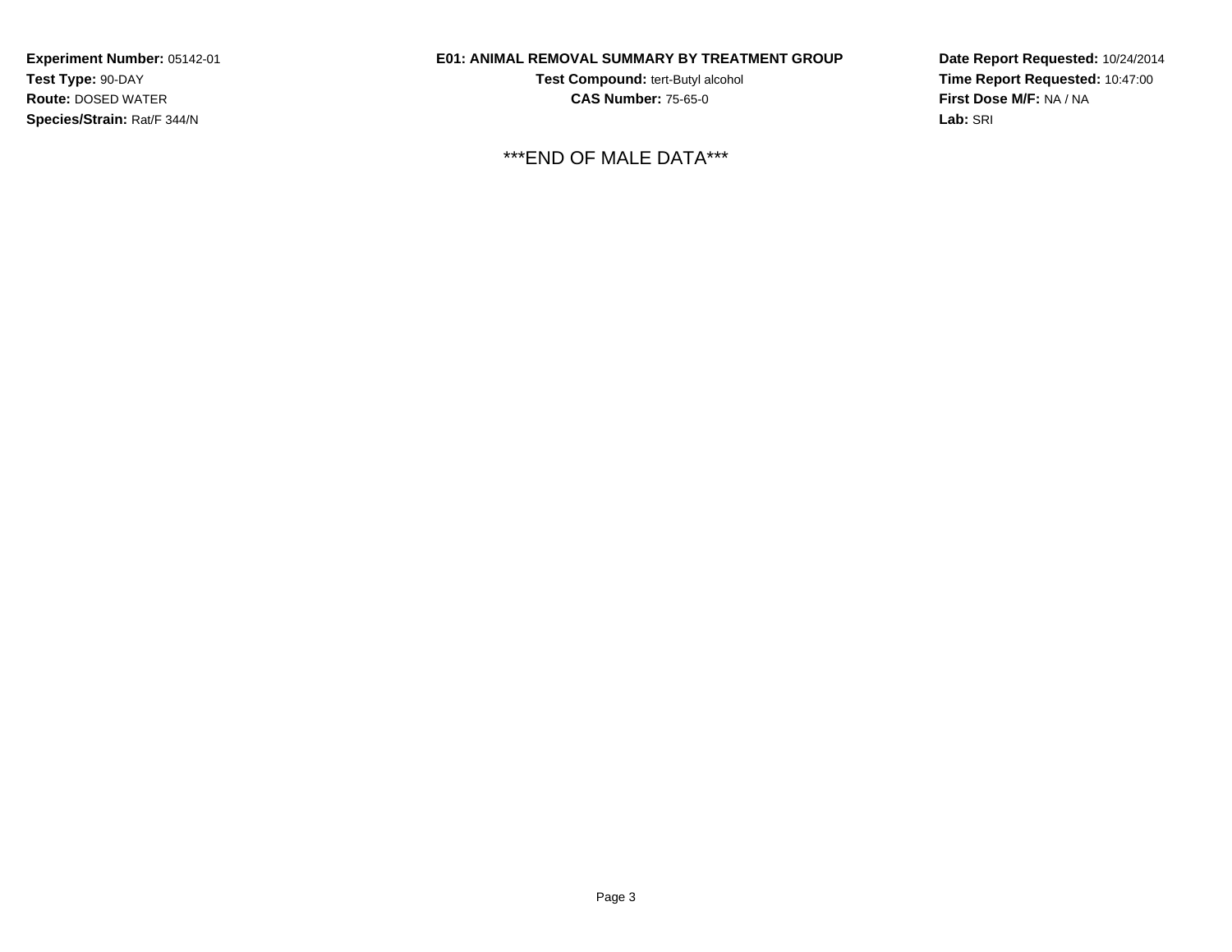**Experiment Number:** 05142-01
**Test Type:** 90-DAY
**Route:** DOSED WATER
**Species/Strain:** Rat/F 344/N

**E01: ANIMAL REMOVAL SUMMARY BY TREATMENT GROUP**
**Test Compound:** tert-Butyl alcohol
**CAS Number:** 75-65-0

**Date Report Requested:** 10/24/2014
**Time Report Requested:** 10:47:00
**First Dose M/F:** NA / NA
**Lab:** SRI

***END OF MALE DATA***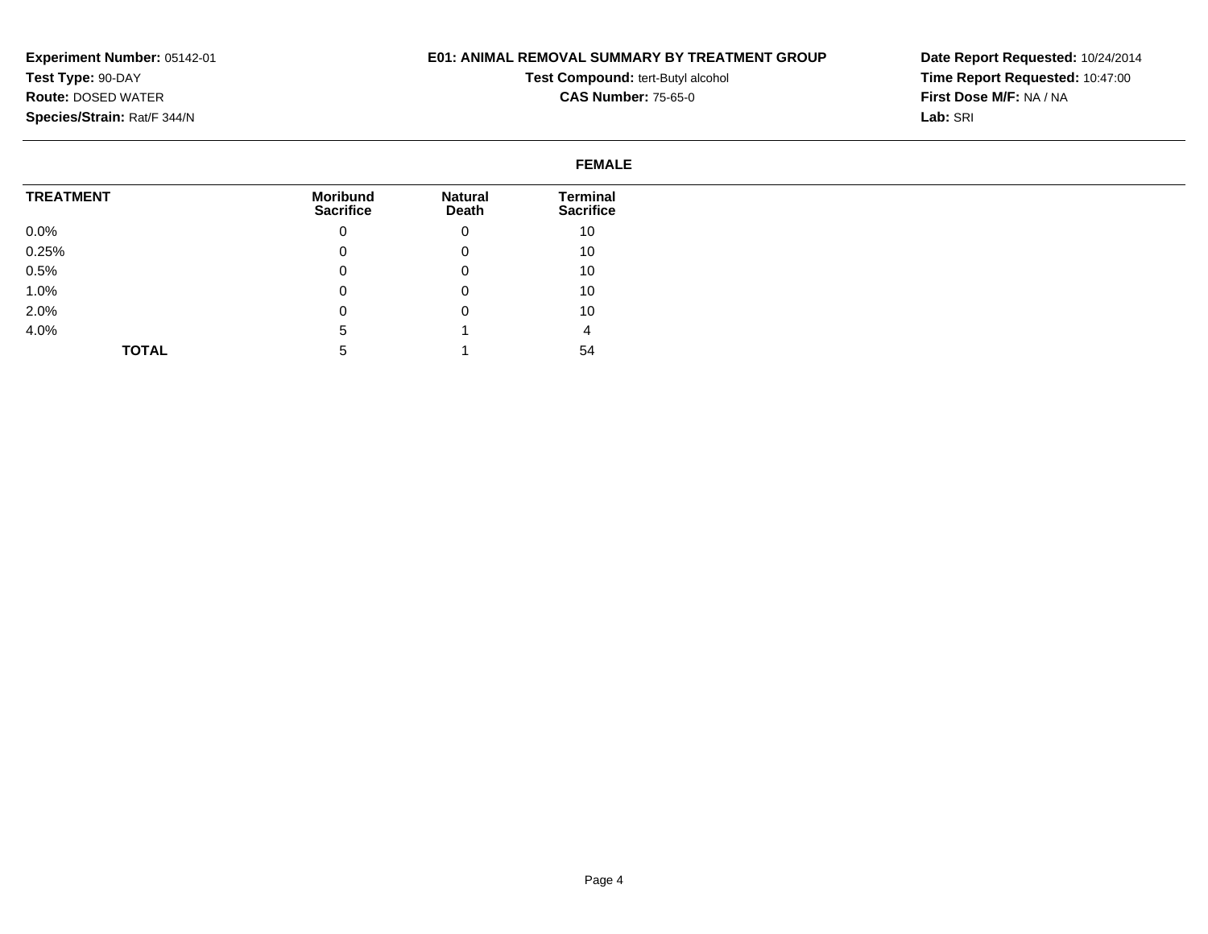**Experiment Number:** 05142-01
**Test Type:** 90-DAY
**Route:** DOSED WATER
**Species/Strain:** Rat/F 344/N

**E01: ANIMAL REMOVAL SUMMARY BY TREATMENT GROUP**
**Test Compound:** tert-Butyl alcohol
**CAS Number:** 75-65-0

**Date Report Requested:** 10/24/2014
**Time Report Requested:** 10:47:00
**First Dose M/F:** NA / NA
**Lab:** SRI

**FEMALE**

| TREATMENT | Moribund Sacrifice | Natural Death | Terminal Sacrifice |
|---|---|---|---|
| 0.0% | 0 | 0 | 10 |
| 0.25% | 0 | 0 | 10 |
| 0.5% | 0 | 0 | 10 |
| 1.0% | 0 | 0 | 10 |
| 2.0% | 0 | 0 | 10 |
| 4.0% | 5 | 1 | 4 |
| **TOTAL** | 5 | 1 | 54 |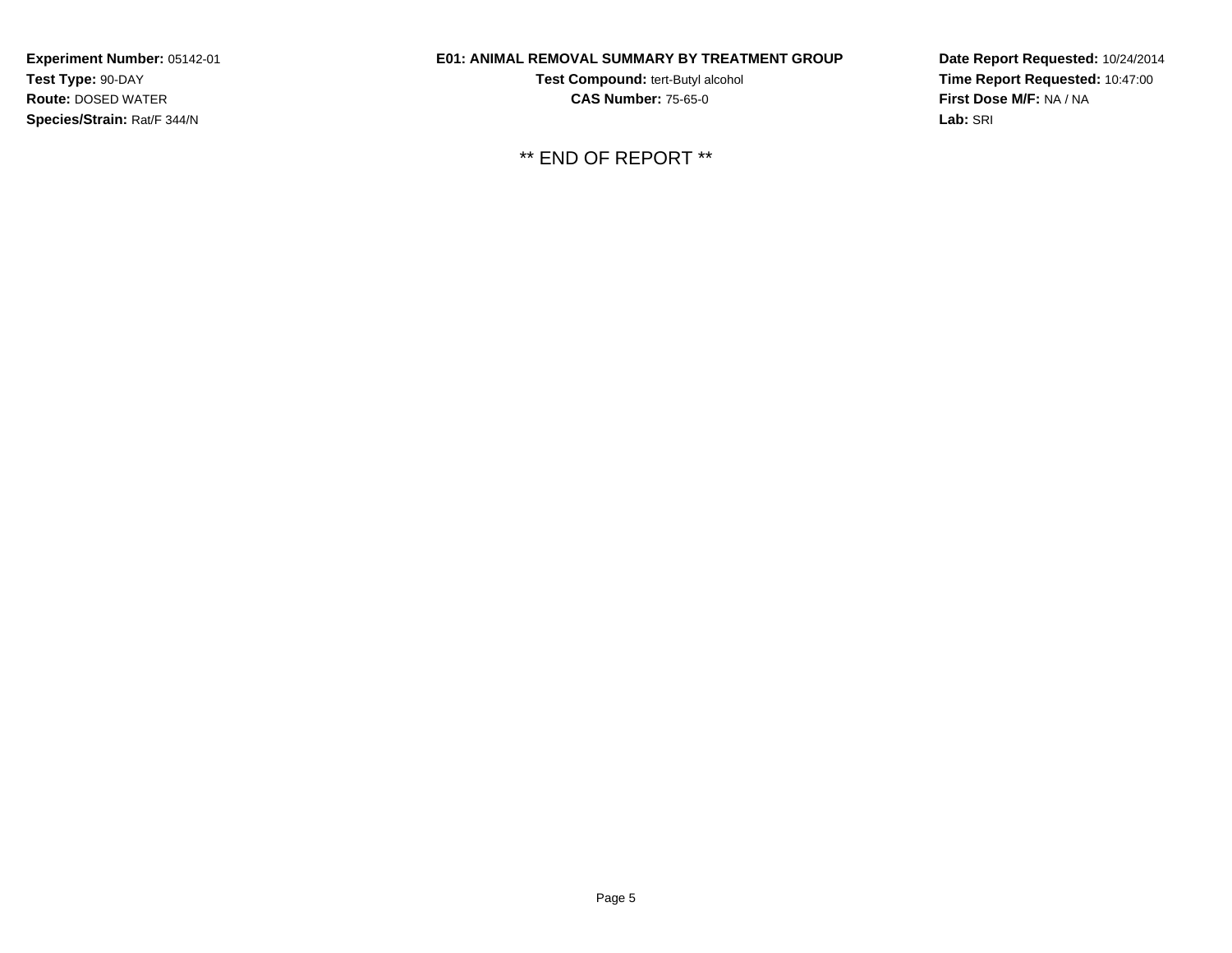** END OF REPORT **